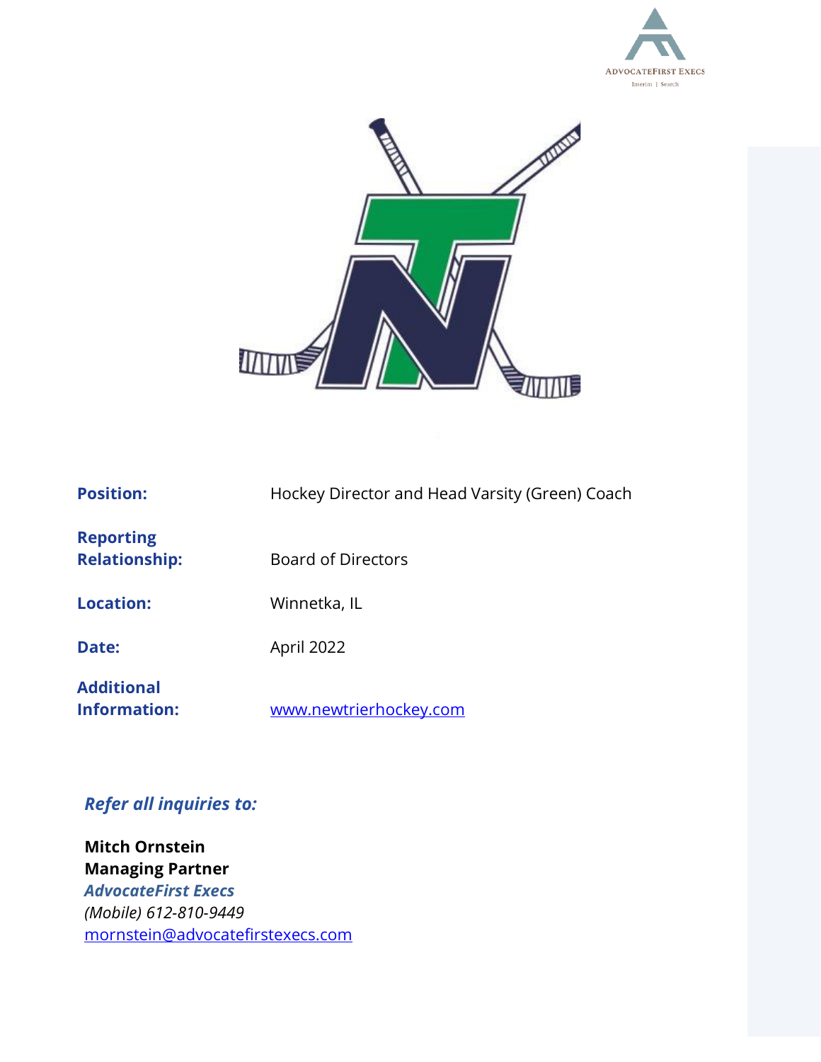ADVOCATEFIRST EXECS
Interim | Search

| | |
|---|---|
| **Position:** | Hockey Director and Head Varsity (Green) Coach |
| **Reporting Relationship:** | Board of Directors |
| **Location:** | Winnetka, IL |
| **Date:** | April 2022 |
| **Additional Information:** | [www.newtrierhockey.com](http://www.newtrierhockey.com) |

***Refer all inquiries to:***

**Mitch Ornstein**
**Managing Partner**
***AdvocateFirst Execs***
*(Mobile) 612-810-9449*
[mornstein@advocatefirstexecs.com](mailto:mornstein@advocatefirstexecs.com)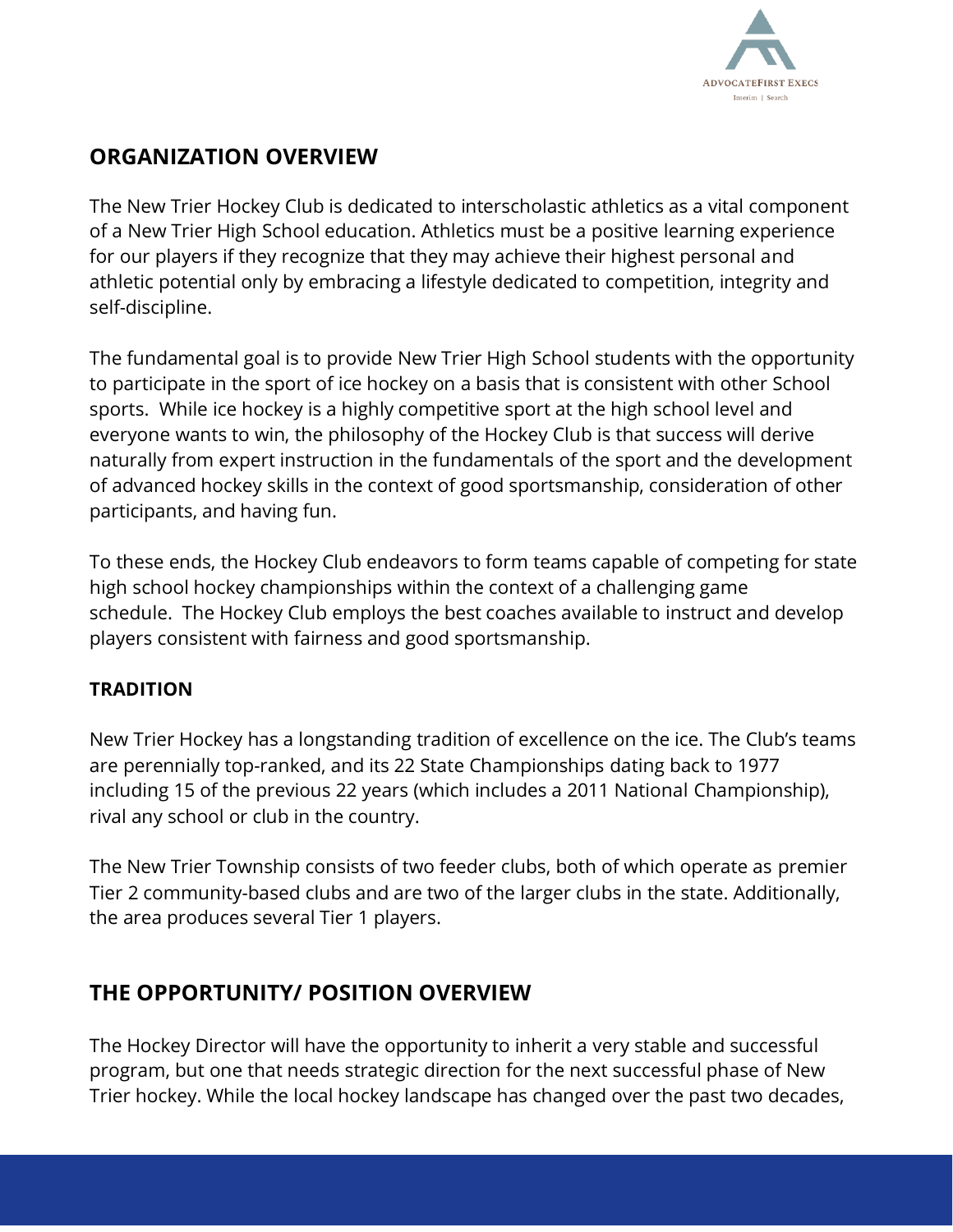## ORGANIZATION OVERVIEW

The New Trier Hockey Club is dedicated to interscholastic athletics as a vital component of a New Trier High School education. Athletics must be a positive learning experience for our players if they recognize that they may achieve their highest personal and athletic potential only by embracing a lifestyle dedicated to competition, integrity and self-discipline.

The fundamental goal is to provide New Trier High School students with the opportunity to participate in the sport of ice hockey on a basis that is consistent with other School sports. While ice hockey is a highly competitive sport at the high school level and everyone wants to win, the philosophy of the Hockey Club is that success will derive naturally from expert instruction in the fundamentals of the sport and the development of advanced hockey skills in the context of good sportsmanship, consideration of other participants, and having fun.

To these ends, the Hockey Club endeavors to form teams capable of competing for state high school hockey championships within the context of a challenging game schedule. The Hockey Club employs the best coaches available to instruct and develop players consistent with fairness and good sportsmanship.

### TRADITION

New Trier Hockey has a longstanding tradition of excellence on the ice. The Club's teams are perennially top-ranked, and its 22 State Championships dating back to 1977 including 15 of the previous 22 years (which includes a 2011 National Championship), rival any school or club in the country.

The New Trier Township consists of two feeder clubs, both of which operate as premier Tier 2 community-based clubs and are two of the larger clubs in the state. Additionally, the area produces several Tier 1 players.

## THE OPPORTUNITY/ POSITION OVERVIEW

The Hockey Director will have the opportunity to inherit a very stable and successful program, but one that needs strategic direction for the next successful phase of New Trier hockey. While the local hockey landscape has changed over the past two decades,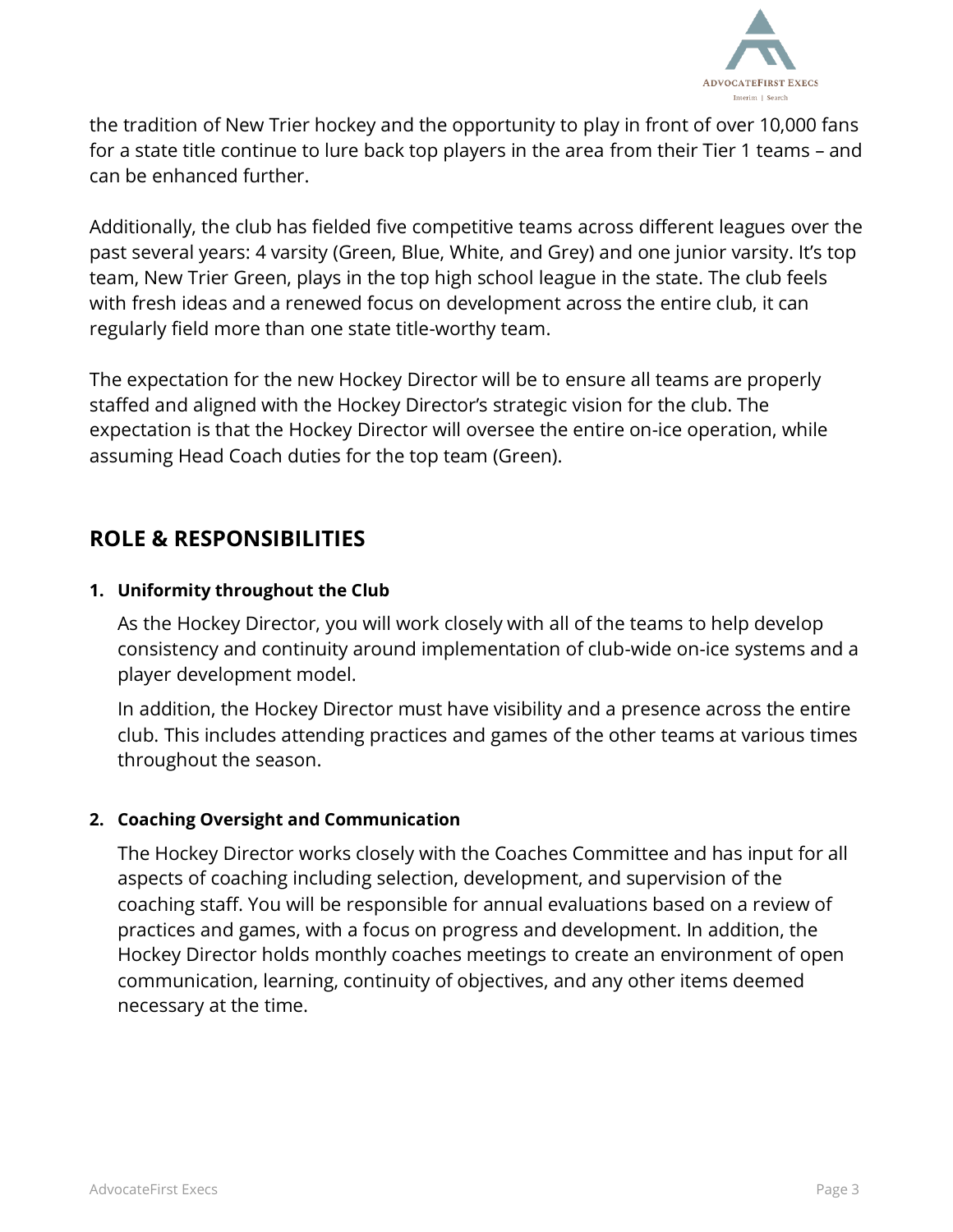the tradition of New Trier hockey and the opportunity to play in front of over 10,000 fans for a state title continue to lure back top players in the area from their Tier 1 teams – and can be enhanced further.

Additionally, the club has fielded five competitive teams across different leagues over the past several years: 4 varsity (Green, Blue, White, and Grey) and one junior varsity. It's top team, New Trier Green, plays in the top high school league in the state. The club feels with fresh ideas and a renewed focus on development across the entire club, it can regularly field more than one state title-worthy team.

The expectation for the new Hockey Director will be to ensure all teams are properly staffed and aligned with the Hockey Director's strategic vision for the club. The expectation is that the Hockey Director will oversee the entire on-ice operation, while assuming Head Coach duties for the top team (Green).

## ROLE & RESPONSIBILITIES

1. **Uniformity throughout the Club**

   As the Hockey Director, you will work closely with all of the teams to help develop consistency and continuity around implementation of club-wide on-ice systems and a player development model.

   In addition, the Hockey Director must have visibility and a presence across the entire club. This includes attending practices and games of the other teams at various times throughout the season.

2. **Coaching Oversight and Communication**

   The Hockey Director works closely with the Coaches Committee and has input for all aspects of coaching including selection, development, and supervision of the coaching staff. You will be responsible for annual evaluations based on a review of practices and games, with a focus on progress and development. In addition, the Hockey Director holds monthly coaches meetings to create an environment of open communication, learning, continuity of objectives, and any other items deemed necessary at the time.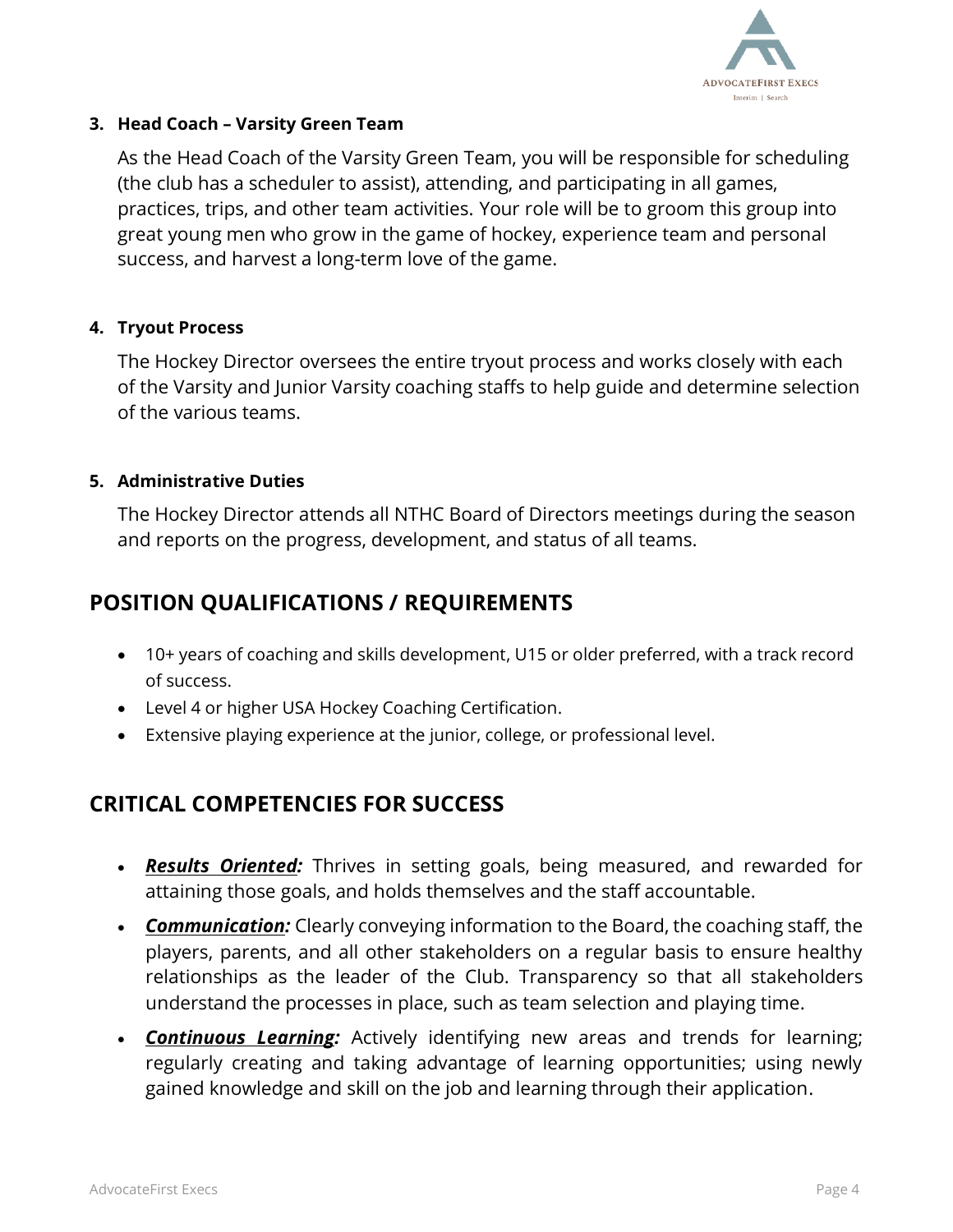**3. Head Coach – Varsity Green Team**

As the Head Coach of the Varsity Green Team, you will be responsible for scheduling (the club has a scheduler to assist), attending, and participating in all games, practices, trips, and other team activities. Your role will be to groom this group into great young men who grow in the game of hockey, experience team and personal success, and harvest a long-term love of the game.

**4. Tryout Process**

The Hockey Director oversees the entire tryout process and works closely with each of the Varsity and Junior Varsity coaching staffs to help guide and determine selection of the various teams.

**5. Administrative Duties**

The Hockey Director attends all NTHC Board of Directors meetings during the season and reports on the progress, development, and status of all teams.

## POSITION QUALIFICATIONS / REQUIREMENTS

- 10+ years of coaching and skills development, U15 or older preferred, with a track record of success.
- Level 4 or higher USA Hockey Coaching Certification.
- Extensive playing experience at the junior, college, or professional level.

## CRITICAL COMPETENCIES FOR SUCCESS

- ***Results Oriented:*** Thrives in setting goals, being measured, and rewarded for attaining those goals, and holds themselves and the staff accountable.
- ***Communication:*** Clearly conveying information to the Board, the coaching staff, the players, parents, and all other stakeholders on a regular basis to ensure healthy relationships as the leader of the Club. Transparency so that all stakeholders understand the processes in place, such as team selection and playing time.
- ***Continuous Learning:*** Actively identifying new areas and trends for learning; regularly creating and taking advantage of learning opportunities; using newly gained knowledge and skill on the job and learning through their application.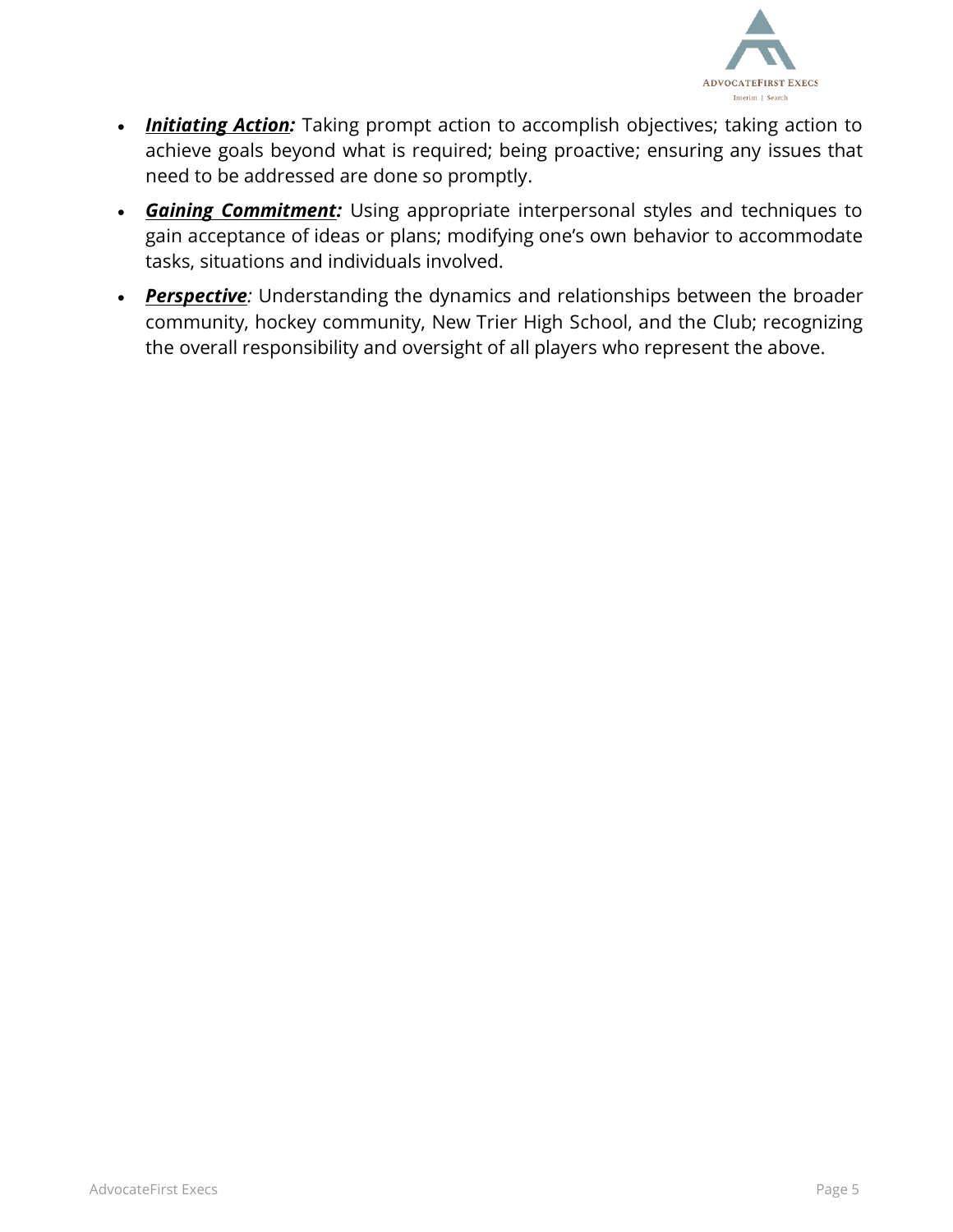- ***Initiating Action:*** Taking prompt action to accomplish objectives; taking action to achieve goals beyond what is required; being proactive; ensuring any issues that need to be addressed are done so promptly.
- ***Gaining Commitment:*** Using appropriate interpersonal styles and techniques to gain acceptance of ideas or plans; modifying one's own behavior to accommodate tasks, situations and individuals involved.
- ***Perspective**:* Understanding the dynamics and relationships between the broader community, hockey community, New Trier High School, and the Club; recognizing the overall responsibility and oversight of all players who represent the above.